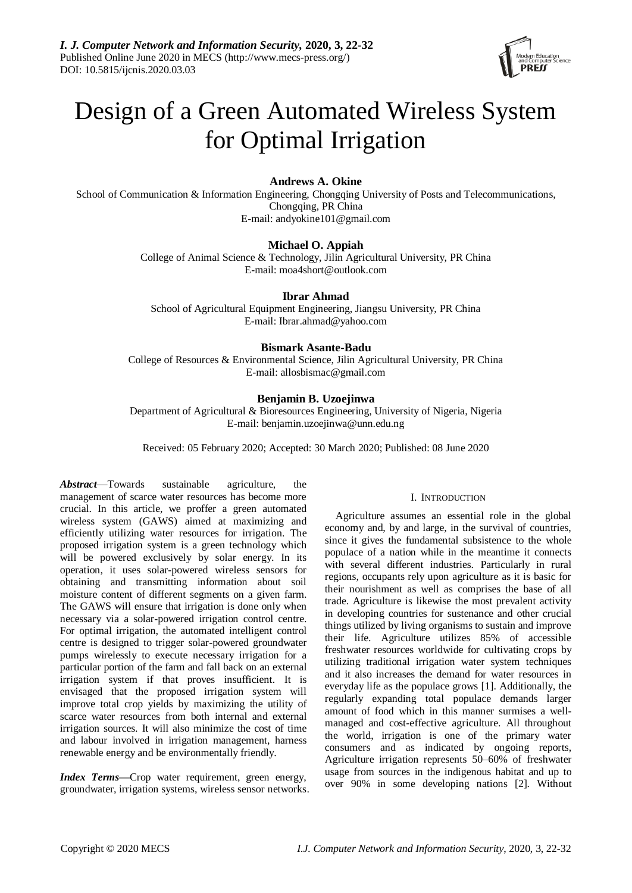# Design of a Green Automated Wireless System for Optimal Irrigation

**Andrews A. Okine**
School of Communication & Information Engineering, Chongqing University of Posts and Telecommunications, Chongqing, PR China
E-mail: andyokine101@gmail.com

**Michael O. Appiah**
College of Animal Science & Technology, Jilin Agricultural University, PR China
E-mail: moa4short@outlook.com

**Ibrar Ahmad**
School of Agricultural Equipment Engineering, Jiangsu University, PR China
E-mail: Ibrar.ahmad@yahoo.com

**Bismark Asante-Badu**
College of Resources & Environmental Science, Jilin Agricultural University, PR China
E-mail: allosbismac@gmail.com

**Benjamin B. Uzoejinwa**
Department of Agricultural & Bioresources Engineering, University of Nigeria, Nigeria
E-mail: benjamin.uzoejinwa@unn.edu.ng

Received: 05 February 2020; Accepted: 30 March 2020; Published: 08 June 2020

***Abstract***—Towards sustainable agriculture, the management of scarce water resources has become more crucial. In this article, we proffer a green automated wireless system (GAWS) aimed at maximizing and efficiently utilizing water resources for irrigation. The proposed irrigation system is a green technology which will be powered exclusively by solar energy. In its operation, it uses solar-powered wireless sensors for obtaining and transmitting information about soil moisture content of different segments on a given farm. The GAWS will ensure that irrigation is done only when necessary via a solar-powered irrigation control centre. For optimal irrigation, the automated intelligent control centre is designed to trigger solar-powered groundwater pumps wirelessly to execute necessary irrigation for a particular portion of the farm and fall back on an external irrigation system if that proves insufficient. It is envisaged that the proposed irrigation system will improve total crop yields by maximizing the utility of scarce water resources from both internal and external irrigation sources. It will also minimize the cost of time and labour involved in irrigation management, harness renewable energy and be environmentally friendly.

***Index Terms***—Crop water requirement, green energy, groundwater, irrigation systems, wireless sensor networks.

## I. Introduction

Agriculture assumes an essential role in the global economy and, by and large, in the survival of countries, since it gives the fundamental subsistence to the whole populace of a nation while in the meantime it connects with several different industries. Particularly in rural regions, occupants rely upon agriculture as it is basic for their nourishment as well as comprises the base of all trade. Agriculture is likewise the most prevalent activity in developing countries for sustenance and other crucial things utilized by living organisms to sustain and improve their life. Agriculture utilizes 85% of accessible freshwater resources worldwide for cultivating crops by utilizing traditional irrigation water system techniques and it also increases the demand for water resources in everyday life as the populace grows [1]. Additionally, the regularly expanding total populace demands larger amount of food which in this manner surmises a well-managed and cost-effective agriculture. All throughout the world, irrigation is one of the primary water consumers and as indicated by ongoing reports, Agriculture irrigation represents 50–60% of freshwater usage from sources in the indigenous habitat and up to over 90% in some developing nations [2]. Without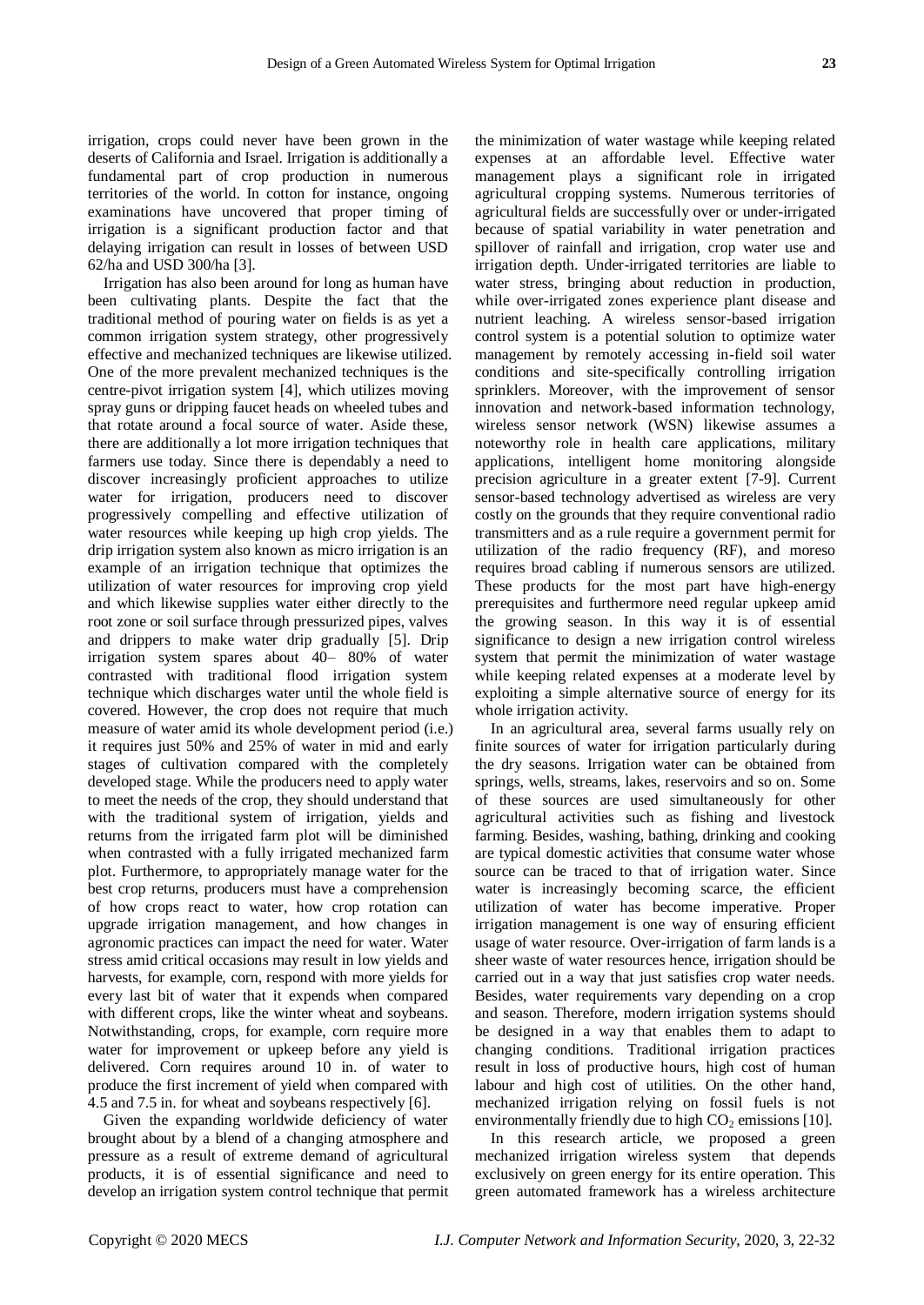irrigation, crops could never have been grown in the deserts of California and Israel. Irrigation is additionally a fundamental part of crop production in numerous territories of the world. In cotton for instance, ongoing examinations have uncovered that proper timing of irrigation is a significant production factor and that delaying irrigation can result in losses of between USD 62/ha and USD 300/ha [3].

Irrigation has also been around for long as human have been cultivating plants. Despite the fact that the traditional method of pouring water on fields is as yet a common irrigation system strategy, other progressively effective and mechanized techniques are likewise utilized. One of the more prevalent mechanized techniques is the centre-pivot irrigation system [4], which utilizes moving spray guns or dripping faucet heads on wheeled tubes and that rotate around a focal source of water. Aside these, there are additionally a lot more irrigation techniques that farmers use today. Since there is dependably a need to discover increasingly proficient approaches to utilize water for irrigation, producers need to discover progressively compelling and effective utilization of water resources while keeping up high crop yields. The drip irrigation system also known as micro irrigation is an example of an irrigation technique that optimizes the utilization of water resources for improving crop yield and which likewise supplies water either directly to the root zone or soil surface through pressurized pipes, valves and drippers to make water drip gradually [5]. Drip irrigation system spares about 40– 80% of water contrasted with traditional flood irrigation system technique which discharges water until the whole field is covered. However, the crop does not require that much measure of water amid its whole development period (i.e.) it requires just 50% and 25% of water in mid and early stages of cultivation compared with the completely developed stage. While the producers need to apply water to meet the needs of the crop, they should understand that with the traditional system of irrigation, yields and returns from the irrigated farm plot will be diminished when contrasted with a fully irrigated mechanized farm plot. Furthermore, to appropriately manage water for the best crop returns, producers must have a comprehension of how crops react to water, how crop rotation can upgrade irrigation management, and how changes in agronomic practices can impact the need for water. Water stress amid critical occasions may result in low yields and harvests, for example, corn, respond with more yields for every last bit of water that it expends when compared with different crops, like the winter wheat and soybeans. Notwithstanding, crops, for example, corn require more water for improvement or upkeep before any yield is delivered. Corn requires around 10 in. of water to produce the first increment of yield when compared with 4.5 and 7.5 in. for wheat and soybeans respectively [6].

Given the expanding worldwide deficiency of water brought about by a blend of a changing atmosphere and pressure as a result of extreme demand of agricultural products, it is of essential significance and need to develop an irrigation system control technique that permit the minimization of water wastage while keeping related expenses at an affordable level. Effective water management plays a significant role in irrigated agricultural cropping systems. Numerous territories of agricultural fields are successfully over or under-irrigated because of spatial variability in water penetration and spillover of rainfall and irrigation, crop water use and irrigation depth. Under-irrigated territories are liable to water stress, bringing about reduction in production, while over-irrigated zones experience plant disease and nutrient leaching. A wireless sensor-based irrigation control system is a potential solution to optimize water management by remotely accessing in-field soil water conditions and site-specifically controlling irrigation sprinklers. Moreover, with the improvement of sensor innovation and network-based information technology, wireless sensor network (WSN) likewise assumes a noteworthy role in health care applications, military applications, intelligent home monitoring alongside precision agriculture in a greater extent [7-9]. Current sensor-based technology advertised as wireless are very costly on the grounds that they require conventional radio transmitters and as a rule require a government permit for utilization of the radio frequency (RF), and moreso requires broad cabling if numerous sensors are utilized. These products for the most part have high-energy prerequisites and furthermore need regular upkeep amid the growing season. In this way it is of essential significance to design a new irrigation control wireless system that permit the minimization of water wastage while keeping related expenses at a moderate level by exploiting a simple alternative source of energy for its whole irrigation activity.

In an agricultural area, several farms usually rely on finite sources of water for irrigation particularly during the dry seasons. Irrigation water can be obtained from springs, wells, streams, lakes, reservoirs and so on. Some of these sources are used simultaneously for other agricultural activities such as fishing and livestock farming. Besides, washing, bathing, drinking and cooking are typical domestic activities that consume water whose source can be traced to that of irrigation water. Since water is increasingly becoming scarce, the efficient utilization of water has become imperative. Proper irrigation management is one way of ensuring efficient usage of water resource. Over-irrigation of farm lands is a sheer waste of water resources hence, irrigation should be carried out in a way that just satisfies crop water needs. Besides, water requirements vary depending on a crop and season. Therefore, modern irrigation systems should be designed in a way that enables them to adapt to changing conditions. Traditional irrigation practices result in loss of productive hours, high cost of human labour and high cost of utilities. On the other hand, mechanized irrigation relying on fossil fuels is not environmentally friendly due to high $CO_2$ emissions [10].

In this research article, we proposed a green mechanized irrigation wireless system that depends exclusively on green energy for its entire operation. This green automated framework has a wireless architecture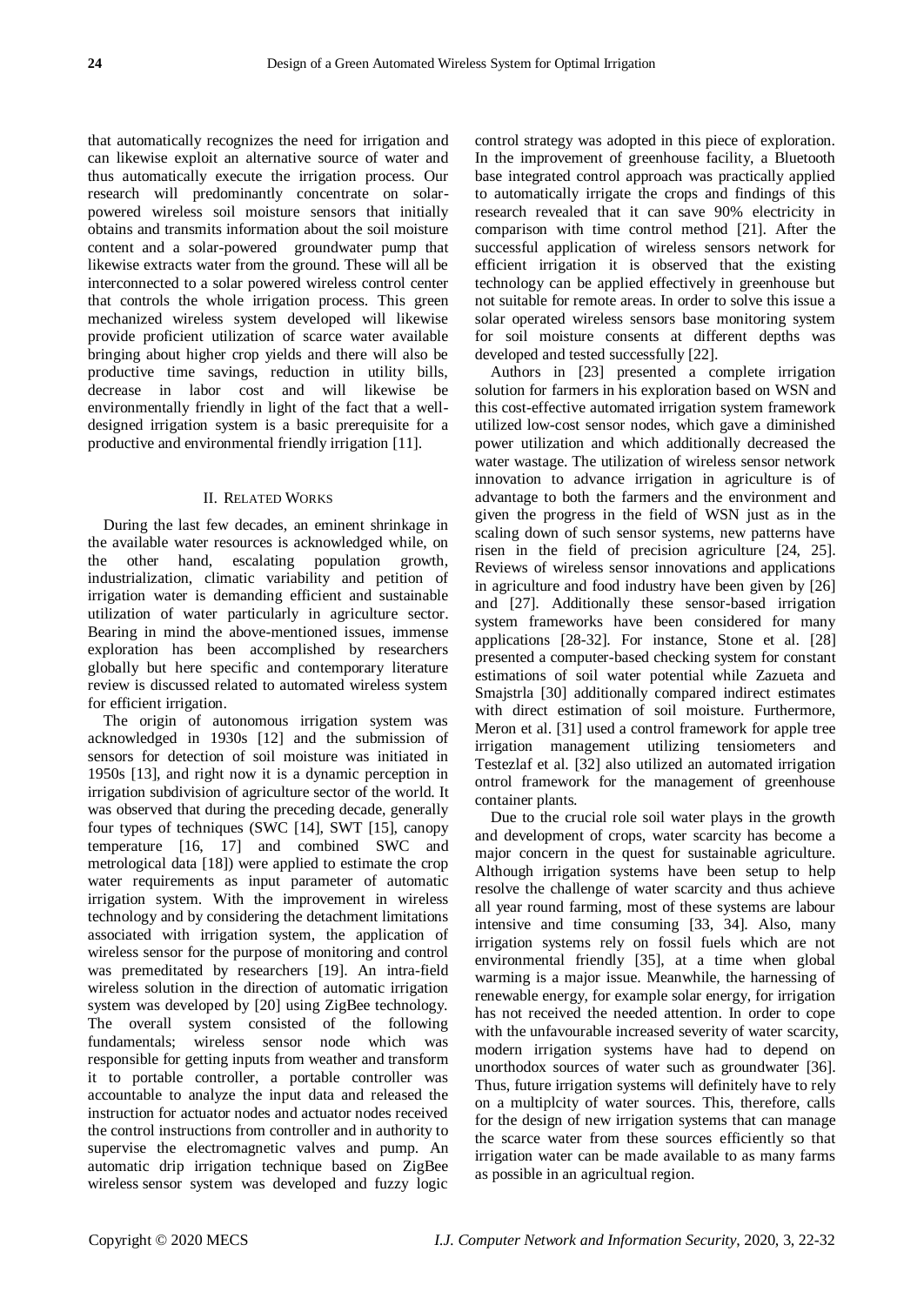that automatically recognizes the need for irrigation and can likewise exploit an alternative source of water and thus automatically execute the irrigation process. Our research will predominantly concentrate on solar-powered wireless soil moisture sensors that initially obtains and transmits information about the soil moisture content and a solar-powered groundwater pump that likewise extracts water from the ground. These will all be interconnected to a solar powered wireless control center that controls the whole irrigation process. This green mechanized wireless system developed will likewise provide proficient utilization of scarce water available bringing about higher crop yields and there will also be productive time savings, reduction in utility bills, decrease in labor cost and will likewise be environmentally friendly in light of the fact that a well-designed irrigation system is a basic prerequisite for a productive and environmental friendly irrigation [11].

## II. Related Works

During the last few decades, an eminent shrinkage in the available water resources is acknowledged while, on the other hand, escalating population growth, industrialization, climatic variability and petition of irrigation water is demanding efficient and sustainable utilization of water particularly in agriculture sector. Bearing in mind the above-mentioned issues, immense exploration has been accomplished by researchers globally but here specific and contemporary literature review is discussed related to automated wireless system for efficient irrigation.

The origin of autonomous irrigation system was acknowledged in 1930s [12] and the submission of sensors for detection of soil moisture was initiated in 1950s [13], and right now it is a dynamic perception in irrigation subdivision of agriculture sector of the world. It was observed that during the preceding decade, generally four types of techniques (SWC [14], SWT [15], canopy temperature [16, 17] and combined SWC and metrological data [18]) were applied to estimate the crop water requirements as input parameter of automatic irrigation system. With the improvement in wireless technology and by considering the detachment limitations associated with irrigation system, the application of wireless sensor for the purpose of monitoring and control was premeditated by researchers [19]. An intra-field wireless solution in the direction of automatic irrigation system was developed by [20] using ZigBee technology. The overall system consisted of the following fundamentals; wireless sensor node which was responsible for getting inputs from weather and transform it to portable controller, a portable controller was accountable to analyze the input data and released the instruction for actuator nodes and actuator nodes received the control instructions from controller and in authority to supervise the electromagnetic valves and pump. An automatic drip irrigation technique based on ZigBee wireless sensor system was developed and fuzzy logic control strategy was adopted in this piece of exploration. In the improvement of greenhouse facility, a Bluetooth base integrated control approach was practically applied to automatically irrigate the crops and findings of this research revealed that it can save 90% electricity in comparison with time control method [21]. After the successful application of wireless sensors network for efficient irrigation it is observed that the existing technology can be applied effectively in greenhouse but not suitable for remote areas. In order to solve this issue a solar operated wireless sensors base monitoring system for soil moisture consents at different depths was developed and tested successfully [22].

Authors in [23] presented a complete irrigation solution for farmers in his exploration based on WSN and this cost-effective automated irrigation system framework utilized low-cost sensor nodes, which gave a diminished power utilization and which additionally decreased the water wastage. The utilization of wireless sensor network innovation to advance irrigation in agriculture is of advantage to both the farmers and the environment and given the progress in the field of WSN just as in the scaling down of such sensor systems, new patterns have risen in the field of precision agriculture [24, 25]. Reviews of wireless sensor innovations and applications in agriculture and food industry have been given by [26] and [27]. Additionally these sensor-based irrigation system frameworks have been considered for many applications [28-32]. For instance, Stone et al. [28] presented a computer-based checking system for constant estimations of soil water potential while Zazueta and Smajstrla [30] additionally compared indirect estimates with direct estimation of soil moisture. Furthermore, Meron et al. [31] used a control framework for apple tree irrigation management utilizing tensiometers and Testezlaf et al. [32] also utilized an automated irrigation ontrol framework for the management of greenhouse container plants.

Due to the crucial role soil water plays in the growth and development of crops, water scarcity has become a major concern in the quest for sustainable agriculture. Although irrigation systems have been setup to help resolve the challenge of water scarcity and thus achieve all year round farming, most of these systems are labour intensive and time consuming [33, 34]. Also, many irrigation systems rely on fossil fuels which are not environmental friendly [35], at a time when global warming is a major issue. Meanwhile, the harnessing of renewable energy, for example solar energy, for irrigation has not received the needed attention. In order to cope with the unfavourable increased severity of water scarcity, modern irrigation systems have had to depend on unorthodox sources of water such as groundwater [36]. Thus, future irrigation systems will definitely have to rely on a multiplcity of water sources. This, therefore, calls for the design of new irrigation systems that can manage the scarce water from these sources efficiently so that irrigation water can be made available to as many farms as possible in an agricultual region.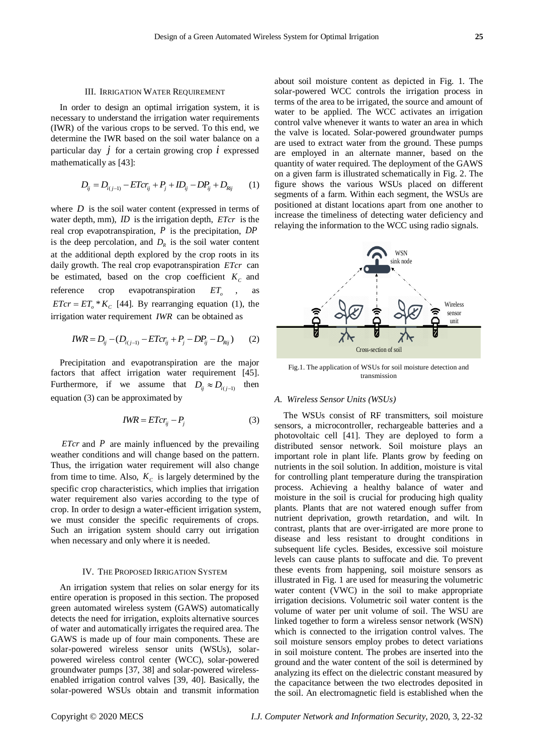## III. Irrigation Water Requirement

In order to design an optimal irrigation system, it is necessary to understand the irrigation water requirements (IWR) of the various crops to be served. To this end, we determine the IWR based on the soil water balance on a particular day $j$ for a certain growing crop $i$ expressed mathematically as [43]:

$$D_{ij} = D_{i(j-1)} - ETcr_{ij} + P_j + ID_{ij} - DP_{ij} + D_{Rij} \qquad (1)$$

where $D$ is the soil water content (expressed in terms of water depth, mm), $ID$ is the irrigation depth, $ETcr$ is the real crop evapotranspiration, $P$ is the precipitation, $DP$ is the deep percolation, and $D_R$ is the soil water content at the additional depth explored by the crop roots in its daily growth. The real crop evapotranspiration $ETcr$ can be estimated, based on the crop coefficient $K_C$ and reference crop evapotranspiration $ET_o$, as $ETcr = ET_o * K_C$ [44]. By rearranging equation (1), the irrigation water requirement $IWR$ can be obtained as

$$IWR = D_{ij} - (D_{i(j-1)} - ETcr_{ij} + P_j - DP_{ij} - D_{Rij}) \qquad (2)$$

Precipitation and evapotranspiration are the major factors that affect irrigation water requirement [45]. Furthermore, if we assume that $D_{ij} \approx D_{i(j-1)}$ then equation (3) can be approximated by

$$IWR = ETcr_{ij} - P_j \qquad (3)$$

$ETcr$ and $P$ are mainly influenced by the prevailing weather conditions and will change based on the pattern. Thus, the irrigation water requirement will also change from time to time. Also, $K_C$ is largely determined by the specific crop characteristics, which implies that irrigation water requirement also varies according to the type of crop. In order to design a water-efficient irrigation system, we must consider the specific requirements of crops. Such an irrigation system should carry out irrigation when necessary and only where it is needed.

## IV. The Proposed Irrigation System

An irrigation system that relies on solar energy for its entire operation is proposed in this section. The proposed green automated wireless system (GAWS) automatically detects the need for irrigation, exploits alternative sources of water and automatically irrigates the required area. The GAWS is made up of four main components. These are solar-powered wireless sensor units (WSUs), solar-powered wireless control center (WCC), solar-powered groundwater pumps [37, 38] and solar-powered wireless-enabled irrigation control valves [39, 40]. Basically, the solar-powered WSUs obtain and transmit information about soil moisture content as depicted in Fig. 1. The solar-powered WCC controls the irrigation process in terms of the area to be irrigated, the source and amount of water to be applied. The WCC activates an irrigation control valve whenever it wants to water an area in which the valve is located. Solar-powered groundwater pumps are used to extract water from the ground. These pumps are employed in an alternate manner, based on the quantity of water required. The deployment of the GAWS on a given farm is illustrated schematically in Fig. 2. The figure shows the various WSUs placed on different segments of a farm. Within each segment, the WSUs are positioned at distant locations apart from one another to increase the timeliness of detecting water deficiency and relaying the information to the WCC using radio signals.

Fig.1. The application of WSUs for soil moisture detection and transmission

### A. Wireless Sensor Units (WSUs)

The WSUs consist of RF transmitters, soil moisture sensors, a microcontroller, rechargeable batteries and a photovoltaic cell [41]. They are deployed to form a distributed sensor network. Soil moisture plays an important role in plant life. Plants grow by feeding on nutrients in the soil solution. In addition, moisture is vital for controlling plant temperature during the transpiration process. Achieving a healthy balance of water and moisture in the soil is crucial for producing high quality plants. Plants that are not watered enough suffer from nutrient deprivation, growth retardation, and wilt. In contrast, plants that are over-irrigated are more prone to disease and less resistant to drought conditions in subsequent life cycles. Besides, excessive soil moisture levels can cause plants to suffocate and die. To prevent these events from happening, soil moisture sensors as illustrated in Fig. 1 are used for measuring the volumetric water content (VWC) in the soil to make appropriate irrigation decisions. Volumetric soil water content is the volume of water per unit volume of soil. The WSU are linked together to form a wireless sensor network (WSN) which is connected to the irrigation control valves. The soil moisture sensors employ probes to detect variations in soil moisture content. The probes are inserted into the ground and the water content of the soil is determined by analyzing its effect on the dielectric constant measured by the capacitance between the two electrodes deposited in the soil. An electromagnetic field is established when the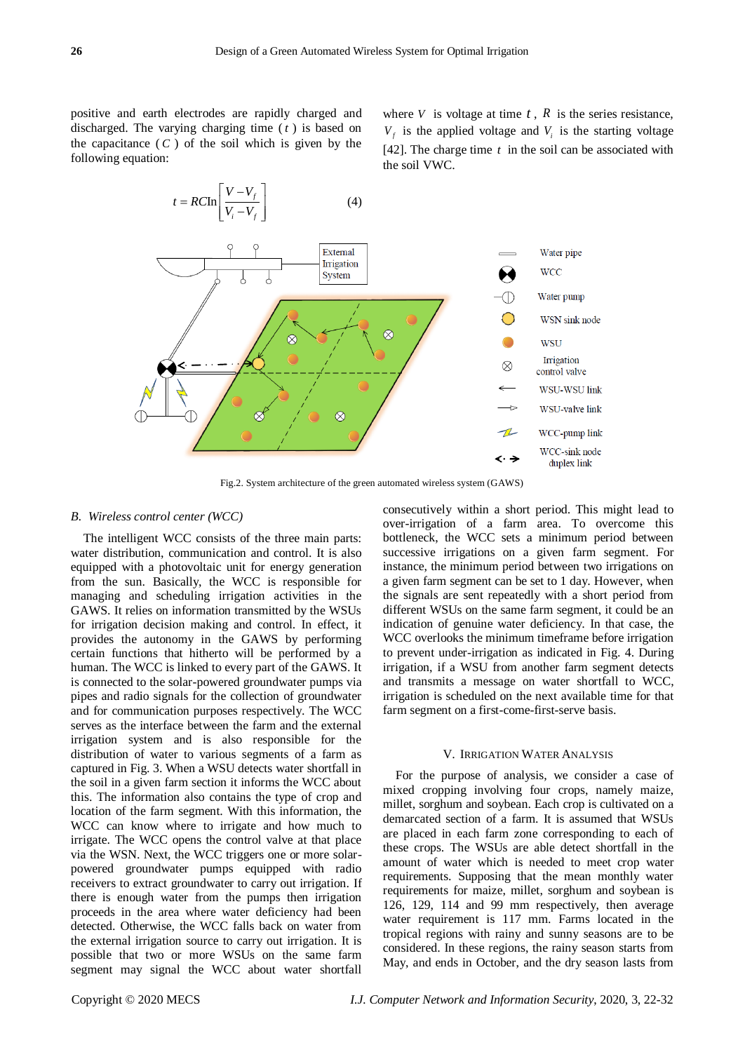positive and earth electrodes are rapidly charged and discharged. The varying charging time ( $t$ ) is based on the capacitance ( $C$ ) of the soil which is given by the following equation:

$$t = RC\ln\left[\frac{V - V_f}{V_i - V_f}\right] \quad (4)$$

where $V$ is voltage at time $t$, $R$ is the series resistance, $V_f$ is the applied voltage and $V_i$ is the starting voltage [42]. The charge time $t$ in the soil can be associated with the soil VWC.

Fig.2. System architecture of the green automated wireless system (GAWS)

*B. Wireless control center (WCC)*

The intelligent WCC consists of the three main parts: water distribution, communication and control. It is also equipped with a photovoltaic unit for energy generation from the sun. Basically, the WCC is responsible for managing and scheduling irrigation activities in the GAWS. It relies on information transmitted by the WSUs for irrigation decision making and control. In effect, it provides the autonomy in the GAWS by performing certain functions that hitherto will be performed by a human. The WCC is linked to every part of the GAWS. It is connected to the solar-powered groundwater pumps via pipes and radio signals for the collection of groundwater and for communication purposes respectively. The WCC serves as the interface between the farm and the external irrigation system and is also responsible for the distribution of water to various segments of a farm as captured in Fig. 3. When a WSU detects water shortfall in the soil in a given farm section it informs the WCC about this. The information also contains the type of crop and location of the farm segment. With this information, the WCC can know where to irrigate and how much to irrigate. The WCC opens the control valve at that place via the WSN. Next, the WCC triggers one or more solar-powered groundwater pumps equipped with radio receivers to extract groundwater to carry out irrigation. If there is enough water from the pumps then irrigation proceeds in the area where water deficiency had been detected. Otherwise, the WCC falls back on water from the external irrigation source to carry out irrigation. It is possible that two or more WSUs on the same farm segment may signal the WCC about water shortfall consecutively within a short period. This might lead to over-irrigation of a farm area. To overcome this bottleneck, the WCC sets a minimum period between successive irrigations on a given farm segment. For instance, the minimum period between two irrigations on a given farm segment can be set to 1 day. However, when the signals are sent repeatedly with a short period from different WSUs on the same farm segment, it could be an indication of genuine water deficiency. In that case, the WCC overlooks the minimum timeframe before irrigation to prevent under-irrigation as indicated in Fig. 4. During irrigation, if a WSU from another farm segment detects and transmits a message on water shortfall to WCC, irrigation is scheduled on the next available time for that farm segment on a first-come-first-serve basis.

## V. Irrigation Water Analysis

For the purpose of analysis, we consider a case of mixed cropping involving four crops, namely maize, millet, sorghum and soybean. Each crop is cultivated on a demarcated section of a farm. It is assumed that WSUs are placed in each farm zone corresponding to each of these crops. The WSUs are able detect shortfall in the amount of water which is needed to meet crop water requirements. Supposing that the mean monthly water requirements for maize, millet, sorghum and soybean is 126, 129, 114 and 99 mm respectively, then average water requirement is 117 mm. Farms located in the tropical regions with rainy and sunny seasons are to be considered. In these regions, the rainy season starts from May, and ends in October, and the dry season lasts from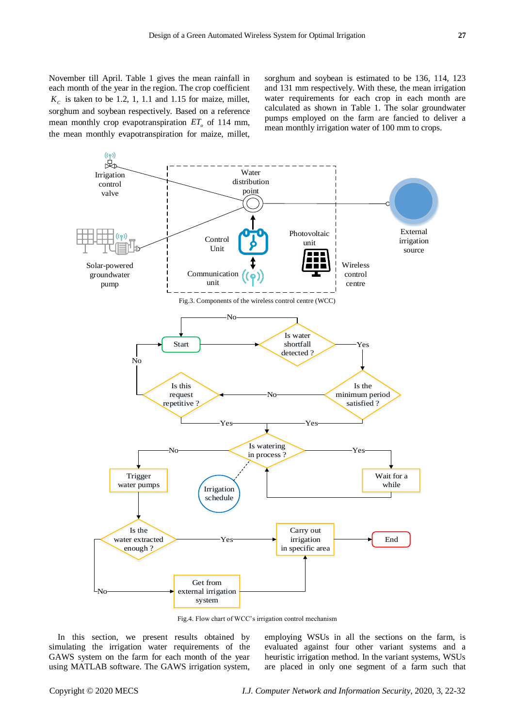November till April. Table 1 gives the mean rainfall in each month of the year in the region. The crop coefficient $K_C$ is taken to be 1.2, 1, 1.1 and 1.15 for maize, millet, sorghum and soybean respectively. Based on a reference mean monthly crop evapotranspiration $ET_o$ of 114 mm, the mean monthly evapotranspiration for maize, millet, sorghum and soybean is estimated to be 136, 114, 123 and 131 mm respectively. With these, the mean irrigation water requirements for each crop in each month are calculated as shown in Table 1. The solar groundwater pumps employed on the farm are fancied to deliver a mean monthly irrigation water of 100 mm to crops.

Fig.3. Components of the wireless control centre (WCC)

Fig.4. Flow chart of WCC's irrigation control mechanism

In this section, we present results obtained by simulating the irrigation water requirements of the GAWS system on the farm for each month of the year using MATLAB software. The GAWS irrigation system, employing WSUs in all the sections on the farm, is evaluated against four other variant systems and a heuristic irrigation method. In the variant systems, WSUs are placed in only one segment of a farm such that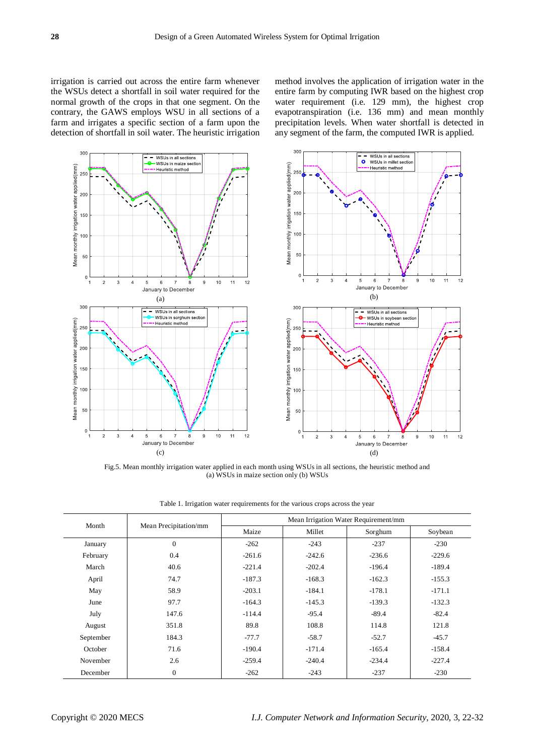irrigation is carried out across the entire farm whenever the WSUs detect a shortfall in soil water required for the normal growth of the crops in that one segment. On the contrary, the GAWS employs WSU in all sections of a farm and irrigates a specific section of a farm upon the detection of shortfall in soil water. The heuristic irrigation method involves the application of irrigation water in the entire farm by computing IWR based on the highest crop water requirement (i.e. 129 mm), the highest crop evapotranspiration (i.e. 136 mm) and mean monthly precipitation levels. When water shortfall is detected in any segment of the farm, the computed IWR is applied.

Fig.5. Mean monthly irrigation water applied in each month using WSUs in all sections, the heuristic method and (a) WSUs in maize section only (b) WSUs

Table 1. Irrigation water requirements for the various crops across the year

| Month | Mean Precipitation/mm | Mean Irrigation Water Requirement/mm | | | |
|---|---|---|---|---|---|
| | | Maize | Millet | Sorghum | Soybean |
| January | 0 | -262 | -243 | -237 | -230 |
| February | 0.4 | -261.6 | -242.6 | -236.6 | -229.6 |
| March | 40.6 | -221.4 | -202.4 | -196.4 | -189.4 |
| April | 74.7 | -187.3 | -168.3 | -162.3 | -155.3 |
| May | 58.9 | -203.1 | -184.1 | -178.1 | -171.1 |
| June | 97.7 | -164.3 | -145.3 | -139.3 | -132.3 |
| July | 147.6 | -114.4 | -95.4 | -89.4 | -82.4 |
| August | 351.8 | 89.8 | 108.8 | 114.8 | 121.8 |
| September | 184.3 | -77.7 | -58.7 | -52.7 | -45.7 |
| October | 71.6 | -190.4 | -171.4 | -165.4 | -158.4 |
| November | 2.6 | -259.4 | -240.4 | -234.4 | -227.4 |
| December | 0 | -262 | -243 | -237 | -230 |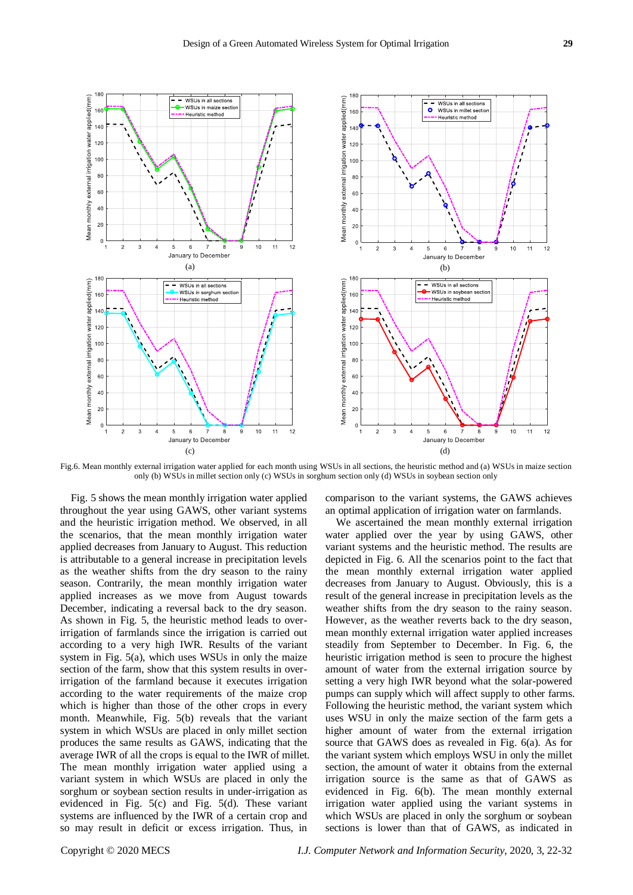Fig.6. Mean monthly external irrigation water applied for each month using WSUs in all sections, the heuristic method and (a) WSUs in maize section only (b) WSUs in millet section only (c) WSUs in sorghum section only (d) WSUs in soybean section only

Fig. 5 shows the mean monthly irrigation water applied throughout the year using GAWS, other variant systems and the heuristic irrigation method. We observed, in all the scenarios, that the mean monthly irrigation water applied decreases from January to August. This reduction is attributable to a general increase in precipitation levels as the weather shifts from the dry season to the rainy season. Contrarily, the mean monthly irrigation water applied increases as we move from August towards December, indicating a reversal back to the dry season. As shown in Fig. 5, the heuristic method leads to over-irrigation of farmlands since the irrigation is carried out according to a very high IWR. Results of the variant system in Fig. 5(a), which uses WSUs in only the maize section of the farm, show that this system results in over-irrigation of the farmland because it executes irrigation according to the water requirements of the maize crop which is higher than those of the other crops in every month. Meanwhile, Fig. 5(b) reveals that the variant system in which WSUs are placed in only millet section produces the same results as GAWS, indicating that the average IWR of all the crops is equal to the IWR of millet. The mean monthly irrigation water applied using a variant system in which WSUs are placed in only the sorghum or soybean section results in under-irrigation as evidenced in Fig. 5(c) and Fig. 5(d). These variant systems are influenced by the IWR of a certain crop and so may result in deficit or excess irrigation. Thus, in comparison to the variant systems, the GAWS achieves an optimal application of irrigation water on farmlands.

We ascertained the mean monthly external irrigation water applied over the year by using GAWS, other variant systems and the heuristic method. The results are depicted in Fig. 6. All the scenarios point to the fact that the mean monthly external irrigation water applied decreases from January to August. Obviously, this is a result of the general increase in precipitation levels as the weather shifts from the dry season to the rainy season. However, as the weather reverts back to the dry season, mean monthly external irrigation water applied increases steadily from September to December. In Fig. 6, the heuristic irrigation method is seen to procure the highest amount of water from the external irrigation source by setting a very high IWR beyond what the solar-powered pumps can supply which will affect supply to other farms. Following the heuristic method, the variant system which uses WSU in only the maize section of the farm gets a higher amount of water from the external irrigation source that GAWS does as revealed in Fig. 6(a). As for the variant system which employs WSU in only the millet section, the amount of water it obtains from the external irrigation source is the same as that of GAWS as evidenced in Fig. 6(b). The mean monthly external irrigation water applied using the variant systems in which WSUs are placed in only the sorghum or soybean sections is lower than that of GAWS, as indicated in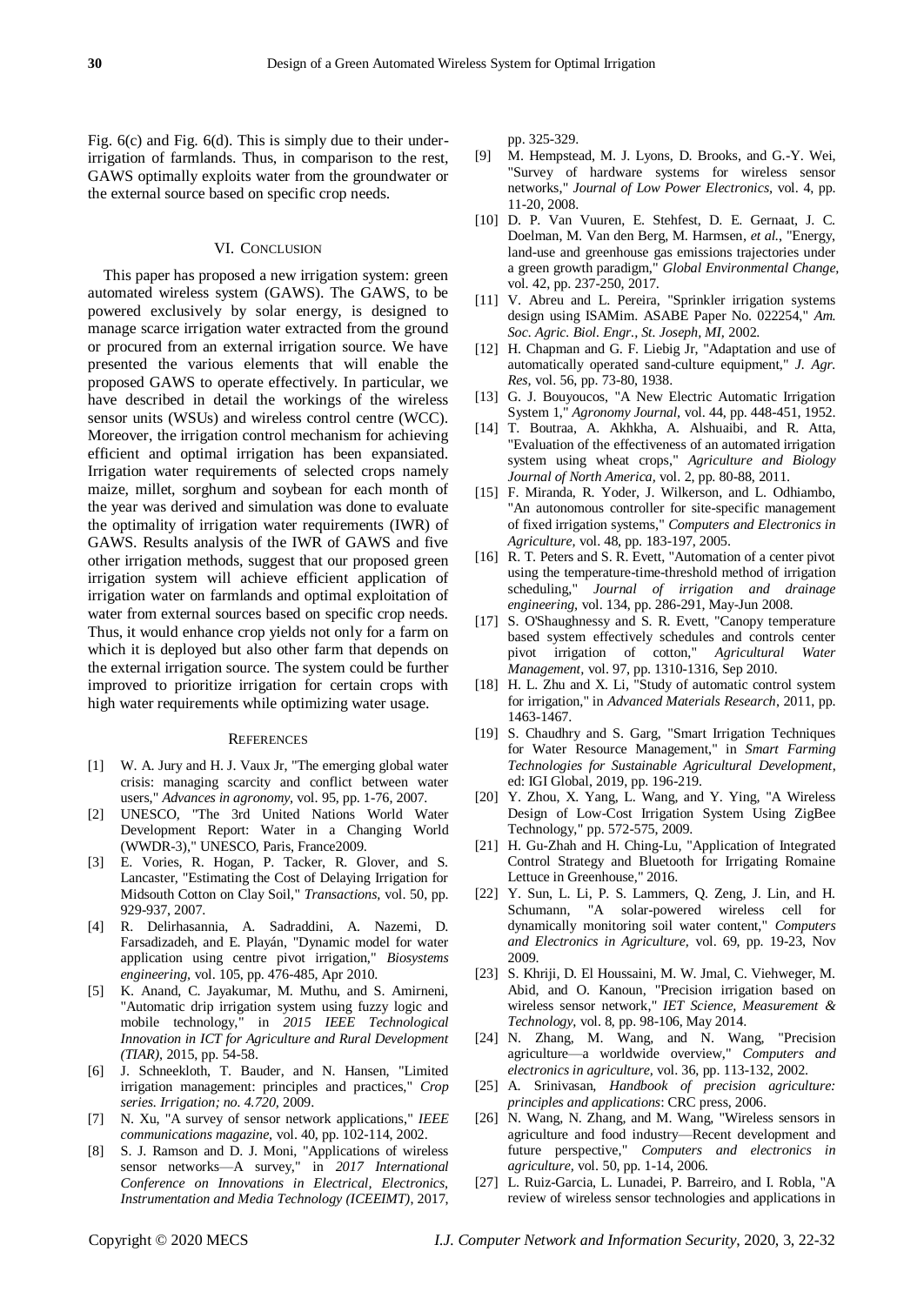Fig. 6(c) and Fig. 6(d). This is simply due to their under-irrigation of farmlands. Thus, in comparison to the rest, GAWS optimally exploits water from the groundwater or the external source based on specific crop needs.

## VI. Conclusion

This paper has proposed a new irrigation system: green automated wireless system (GAWS). The GAWS, to be powered exclusively by solar energy, is designed to manage scarce irrigation water extracted from the ground or procured from an external irrigation source. We have presented the various elements that will enable the proposed GAWS to operate effectively. In particular, we have described in detail the workings of the wireless sensor units (WSUs) and wireless control centre (WCC). Moreover, the irrigation control mechanism for achieving efficient and optimal irrigation has been expansiated. Irrigation water requirements of selected crops namely maize, millet, sorghum and soybean for each month of the year was derived and simulation was done to evaluate the optimality of irrigation water requirements (IWR) of GAWS. Results analysis of the IWR of GAWS and five other irrigation methods, suggest that our proposed green irrigation system will achieve efficient application of irrigation water on farmlands and optimal exploitation of water from external sources based on specific crop needs. Thus, it would enhance crop yields not only for a farm on which it is deployed but also other farm that depends on the external irrigation source. The system could be further improved to prioritize irrigation for certain crops with high water requirements while optimizing water usage.

## References

[1] W. A. Jury and H. J. Vaux Jr, "The emerging global water crisis: managing scarcity and conflict between water users," *Advances in agronomy*, vol. 95, pp. 1-76, 2007.

[2] UNESCO, "The 3rd United Nations World Water Development Report: Water in a Changing World (WWDR-3)," UNESCO, Paris, France2009.

[3] E. Vories, R. Hogan, P. Tacker, R. Glover, and S. Lancaster, "Estimating the Cost of Delaying Irrigation for Midsouth Cotton on Clay Soil," *Transactions*, vol. 50, pp. 929-937, 2007.

[4] R. Delirhasannia, A. Sadraddini, A. Nazemi, D. Farsadizadeh, and E. Playán, "Dynamic model for water application using centre pivot irrigation," *Biosystems engineering*, vol. 105, pp. 476-485, Apr 2010.

[5] K. Anand, C. Jayakumar, M. Muthu, and S. Amirneni, "Automatic drip irrigation system using fuzzy logic and mobile technology," in *2015 IEEE Technological Innovation in ICT for Agriculture and Rural Development (TIAR)*, 2015, pp. 54-58.

[6] J. Schneekloth, T. Bauder, and N. Hansen, "Limited irrigation management: principles and practices," *Crop series. Irrigation; no. 4.720*, 2009.

[7] N. Xu, "A survey of sensor network applications," *IEEE communications magazine*, vol. 40, pp. 102-114, 2002.

[8] S. J. Ramson and D. J. Moni, "Applications of wireless sensor networks—A survey," in *2017 International Conference on Innovations in Electrical, Electronics, Instrumentation and Media Technology (ICEEIMT)*, 2017, pp. 325-329.

[9] M. Hempstead, M. J. Lyons, D. Brooks, and G.-Y. Wei, "Survey of hardware systems for wireless sensor networks," *Journal of Low Power Electronics*, vol. 4, pp. 11-20, 2008.

[10] D. P. Van Vuuren, E. Stehfest, D. E. Gernaat, J. C. Doelman, M. Van den Berg, M. Harmsen, *et al.*, "Energy, land-use and greenhouse gas emissions trajectories under a green growth paradigm," *Global Environmental Change*, vol. 42, pp. 237-250, 2017.

[11] V. Abreu and L. Pereira, "Sprinkler irrigation systems design using ISAMim. ASABE Paper No. 022254," *Am. Soc. Agric. Biol. Engr., St. Joseph, MI*, 2002.

[12] H. Chapman and G. F. Liebig Jr, "Adaptation and use of automatically operated sand-culture equipment," *J. Agr. Res*, vol. 56, pp. 73-80, 1938.

[13] G. J. Bouyoucos, "A New Electric Automatic Irrigation System 1," *Agronomy Journal*, vol. 44, pp. 448-451, 1952.

[14] T. Boutraa, A. Akhkha, A. Alshuaibi, and R. Atta, "Evaluation of the effectiveness of an automated irrigation system using wheat crops," *Agriculture and Biology Journal of North America*, vol. 2, pp. 80-88, 2011.

[15] F. Miranda, R. Yoder, J. Wilkerson, and L. Odhiambo, "An autonomous controller for site-specific management of fixed irrigation systems," *Computers and Electronics in Agriculture*, vol. 48, pp. 183-197, 2005.

[16] R. T. Peters and S. R. Evett, "Automation of a center pivot using the temperature-time-threshold method of irrigation scheduling," *Journal of irrigation and drainage engineering*, vol. 134, pp. 286-291, May-Jun 2008.

[17] S. O'Shaughnessy and S. R. Evett, "Canopy temperature based system effectively schedules and controls center pivot irrigation of cotton," *Agricultural Water Management*, vol. 97, pp. 1310-1316, Sep 2010.

[18] H. L. Zhu and X. Li, "Study of automatic control system for irrigation," in *Advanced Materials Research*, 2011, pp. 1463-1467.

[19] S. Chaudhry and S. Garg, "Smart Irrigation Techniques for Water Resource Management," in *Smart Farming Technologies for Sustainable Agricultural Development*, ed: IGI Global, 2019, pp. 196-219.

[20] Y. Zhou, X. Yang, L. Wang, and Y. Ying, "A Wireless Design of Low-Cost Irrigation System Using ZigBee Technology," pp. 572-575, 2009.

[21] H. Gu-Zhah and H. Ching-Lu, "Application of Integrated Control Strategy and Bluetooth for Irrigating Romaine Lettuce in Greenhouse," 2016.

[22] Y. Sun, L. Li, P. S. Lammers, Q. Zeng, J. Lin, and H. Schumann, "A solar-powered wireless cell for dynamically monitoring soil water content," *Computers and Electronics in Agriculture*, vol. 69, pp. 19-23, Nov 2009.

[23] S. Khriji, D. El Houssaini, M. W. Jmal, C. Viehweger, M. Abid, and O. Kanoun, "Precision irrigation based on wireless sensor network," *IET Science, Measurement & Technology*, vol. 8, pp. 98-106, May 2014.

[24] N. Zhang, M. Wang, and N. Wang, "Precision agriculture—a worldwide overview," *Computers and electronics in agriculture*, vol. 36, pp. 113-132, 2002.

[25] A. Srinivasan, *Handbook of precision agriculture: principles and applications*: CRC press, 2006.

[26] N. Wang, N. Zhang, and M. Wang, "Wireless sensors in agriculture and food industry—Recent development and future perspective," *Computers and electronics in agriculture*, vol. 50, pp. 1-14, 2006.

[27] L. Ruiz-Garcia, L. Lunadei, P. Barreiro, and I. Robla, "A review of wireless sensor technologies and applications in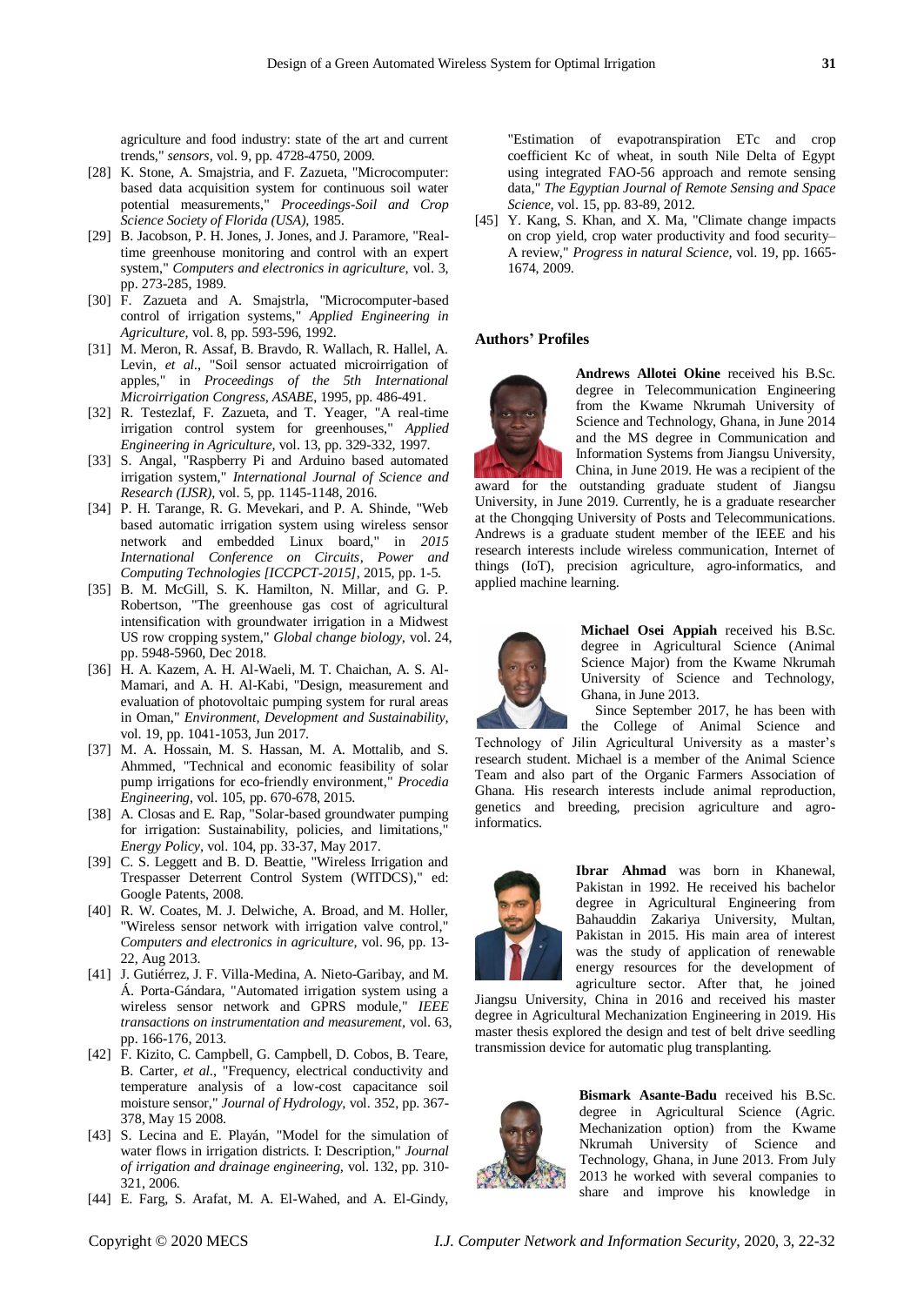agriculture and food industry: state of the art and current trends," *sensors*, vol. 9, pp. 4728-4750, 2009.

[28] K. Stone, A. Smajstria, and F. Zazueta, "Microcomputer: based data acquisition system for continuous soil water potential measurements," *Proceedings-Soil and Crop Science Society of Florida (USA)*, 1985.

[29] B. Jacobson, P. H. Jones, J. Jones, and J. Paramore, "Real-time greenhouse monitoring and control with an expert system," *Computers and electronics in agriculture*, vol. 3, pp. 273-285, 1989.

[30] F. Zazueta and A. Smajstrla, "Microcomputer-based control of irrigation systems," *Applied Engineering in Agriculture*, vol. 8, pp. 593-596, 1992.

[31] M. Meron, R. Assaf, B. Bravdo, R. Wallach, R. Hallel, A. Levin, *et al.*, "Soil sensor actuated microirrigation of apples," in *Proceedings of the 5th International Microirrigation Congress, ASABE*, 1995, pp. 486-491.

[32] R. Testezlaf, F. Zazueta, and T. Yeager, "A real-time irrigation control system for greenhouses," *Applied Engineering in Agriculture*, vol. 13, pp. 329-332, 1997.

[33] S. Angal, "Raspberry Pi and Arduino based automated irrigation system," *International Journal of Science and Research (IJSR)*, vol. 5, pp. 1145-1148, 2016.

[34] P. H. Tarange, R. G. Mevekari, and P. A. Shinde, "Web based automatic irrigation system using wireless sensor network and embedded Linux board," in *2015 International Conference on Circuits, Power and Computing Technologies [ICCPCT-2015]*, 2015, pp. 1-5.

[35] B. M. McGill, S. K. Hamilton, N. Millar, and G. P. Robertson, "The greenhouse gas cost of agricultural intensification with groundwater irrigation in a Midwest US row cropping system," *Global change biology*, vol. 24, pp. 5948-5960, Dec 2018.

[36] H. A. Kazem, A. H. Al-Waeli, M. T. Chaichan, A. S. Al-Mamari, and A. H. Al-Kabi, "Design, measurement and evaluation of photovoltaic pumping system for rural areas in Oman," *Environment, Development and Sustainability*, vol. 19, pp. 1041-1053, Jun 2017.

[37] M. A. Hossain, M. S. Hassan, M. A. Mottalib, and S. Ahmmed, "Technical and economic feasibility of solar pump irrigations for eco-friendly environment," *Procedia Engineering*, vol. 105, pp. 670-678, 2015.

[38] A. Closas and E. Rap, "Solar-based groundwater pumping for irrigation: Sustainability, policies, and limitations," *Energy Policy*, vol. 104, pp. 33-37, May 2017.

[39] C. S. Leggett and B. D. Beattie, "Wireless Irrigation and Trespasser Deterrent Control System (WITDCS)," ed: Google Patents, 2008.

[40] R. W. Coates, M. J. Delwiche, A. Broad, and M. Holler, "Wireless sensor network with irrigation valve control," *Computers and electronics in agriculture*, vol. 96, pp. 13-22, Aug 2013.

[41] J. Gutiérrez, J. F. Villa-Medina, A. Nieto-Garibay, and M. Á. Porta-Gándara, "Automated irrigation system using a wireless sensor network and GPRS module," *IEEE transactions on instrumentation and measurement*, vol. 63, pp. 166-176, 2013.

[42] F. Kizito, C. Campbell, G. Campbell, D. Cobos, B. Teare, B. Carter, *et al.*, "Frequency, electrical conductivity and temperature analysis of a low-cost capacitance soil moisture sensor," *Journal of Hydrology*, vol. 352, pp. 367-378, May 15 2008.

[43] S. Lecina and E. Playán, "Model for the simulation of water flows in irrigation districts. I: Description," *Journal of irrigation and drainage engineering*, vol. 132, pp. 310-321, 2006.

[44] E. Farg, S. Arafat, M. A. El-Wahed, and A. El-Gindy, "Estimation of evapotranspiration ETc and crop coefficient Kc of wheat, in south Nile Delta of Egypt using integrated FAO-56 approach and remote sensing data," *The Egyptian Journal of Remote Sensing and Space Science*, vol. 15, pp. 83-89, 2012.

[45] Y. Kang, S. Khan, and X. Ma, "Climate change impacts on crop yield, crop water productivity and food security–A review," *Progress in natural Science*, vol. 19, pp. 1665-1674, 2009.

## Authors' Profiles

**Andrews Allotei Okine** received his B.Sc. degree in Telecommunication Engineering from the Kwame Nkrumah University of Science and Technology, Ghana, in June 2014 and the MS degree in Communication and Information Systems from Jiangsu University, China, in June 2019. He was a recipient of the award for the outstanding graduate student of Jiangsu University, in June 2019. Currently, he is a graduate researcher at the Chongqing University of Posts and Telecommunications. Andrews is a graduate student member of the IEEE and his research interests include wireless communication, Internet of things (IoT), precision agriculture, agro-informatics, and applied machine learning.

**Michael Osei Appiah** received his B.Sc. degree in Agricultural Science (Animal Science Major) from the Kwame Nkrumah University of Science and Technology, Ghana, in June 2013.

Since September 2017, he has been with the College of Animal Science and Technology of Jilin Agricultural University as a master's research student. Michael is a member of the Animal Science Team and also part of the Organic Farmers Association of Ghana. His research interests include animal reproduction, genetics and breeding, precision agriculture and agro-informatics.

**Ibrar Ahmad** was born in Khanewal, Pakistan in 1992. He received his bachelor degree in Agricultural Engineering from Bahauddin Zakariya University, Multan, Pakistan in 2015. His main area of interest was the study of application of renewable energy resources for the development of agriculture sector. After that, he joined Jiangsu University, China in 2016 and received his master degree in Agricultural Mechanization Engineering in 2019. His master thesis explored the design and test of belt drive seedling transmission device for automatic plug transplanting.

**Bismark Asante-Badu** received his B.Sc. degree in Agricultural Science (Agric. Mechanization option) from the Kwame Nkrumah University of Science and Technology, Ghana, in June 2013. From July 2013 he worked with several companies to share and improve his knowledge in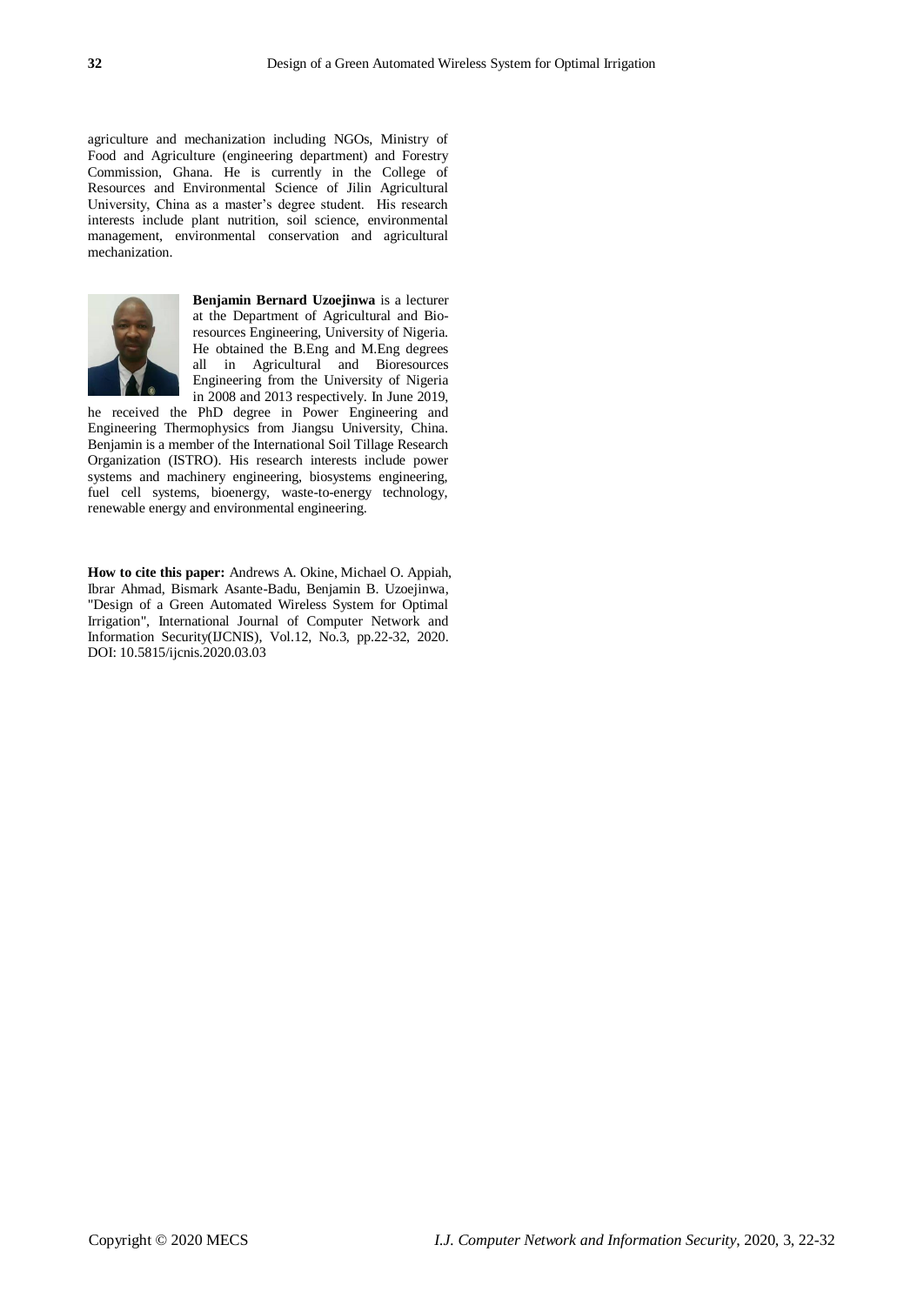agriculture and mechanization including NGOs, Ministry of Food and Agriculture (engineering department) and Forestry Commission, Ghana. He is currently in the College of Resources and Environmental Science of Jilin Agricultural University, China as a master's degree student. His research interests include plant nutrition, soil science, environmental management, environmental conservation and agricultural mechanization.

**Benjamin Bernard Uzoejinwa** is a lecturer at the Department of Agricultural and Bio-resources Engineering, University of Nigeria. He obtained the B.Eng and M.Eng degrees all in Agricultural and Bioresources Engineering from the University of Nigeria in 2008 and 2013 respectively. In June 2019, he received the PhD degree in Power Engineering and Engineering Thermophysics from Jiangsu University, China. Benjamin is a member of the International Soil Tillage Research Organization (ISTRO). His research interests include power systems and machinery engineering, biosystems engineering, fuel cell systems, bioenergy, waste-to-energy technology, renewable energy and environmental engineering.

**How to cite this paper:** Andrews A. Okine, Michael O. Appiah, Ibrar Ahmad, Bismark Asante-Badu, Benjamin B. Uzoejinwa, "Design of a Green Automated Wireless System for Optimal Irrigation", International Journal of Computer Network and Information Security(IJCNIS), Vol.12, No.3, pp.22-32, 2020. DOI: 10.5815/ijcnis.2020.03.03